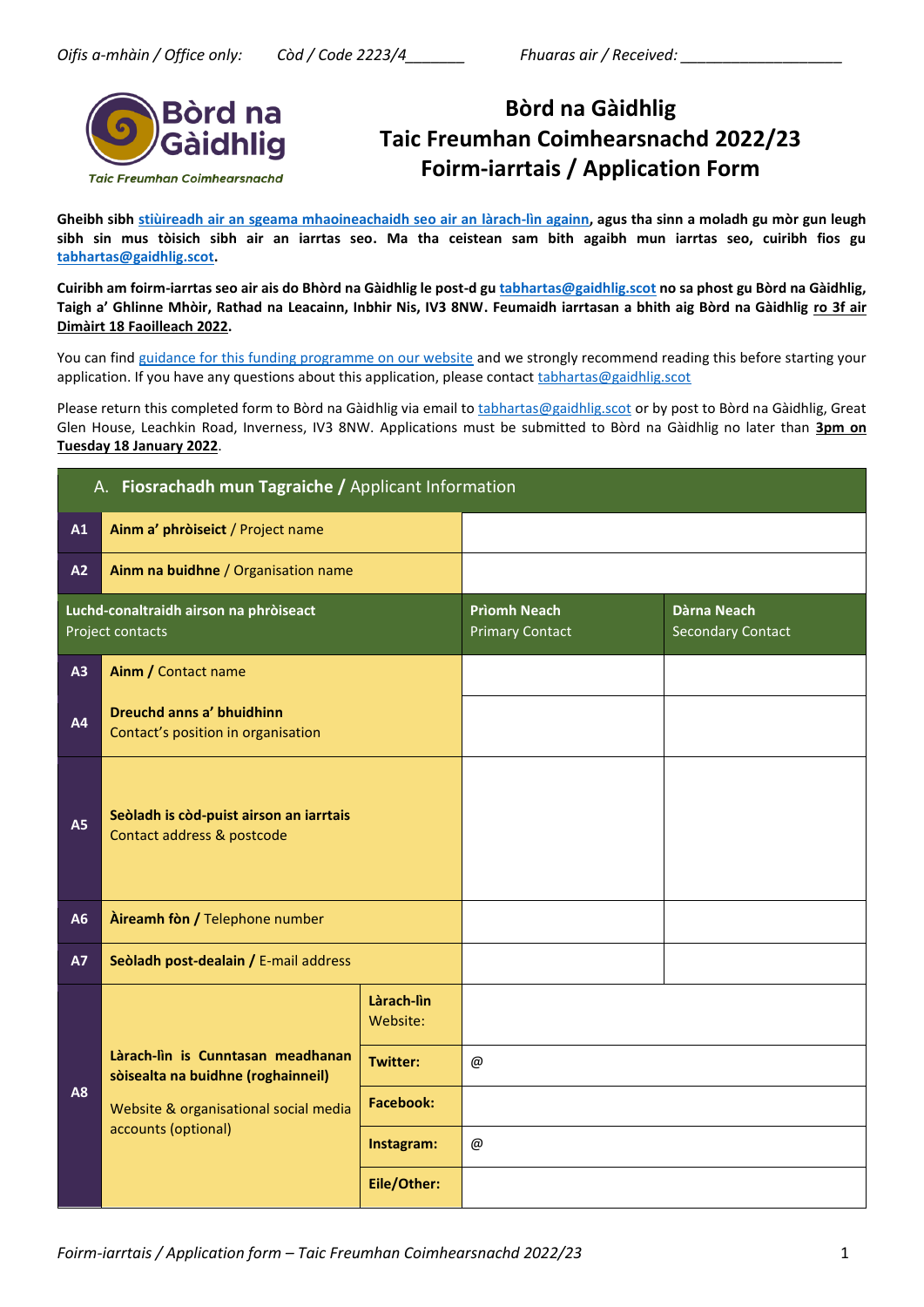*Oifis a-mhàin / Office only:* *Còd / Code 2223/4_______* *Fhuaras air / Received: ___________________*

Bòrd na Gàidhlig

Taic Freumhan Coimhearsnachd

# Bòrd na Gàidhlig
# Taic Freumhan Coimhearsnachd 2022/23
# Foirm-iarrtais / Application Form

**Gheibh sibh stiùireadh air an sgeama mhaoineachaidh seo air an làrach-lìn againn, agus tha sinn a moladh gu mòr gun leugh sibh sin mus tòisich sibh air an iarrtas seo. Ma tha ceistean sam bith agaibh mun iarrtas seo, cuiribh fios gu tabhartas@gaidhlig.scot.**

**Cuiribh am foirm-iarrtais seo air ais do Bhòrd na Gàidhlig le post-d gu tabhartas@gaidhlig.scot no sa phost gu Bòrd na Gàidhlig, Taigh a' Ghlinne Mhòir, Rathad na Leacainn, Inbhir Nis, IV3 8NW. Feumaidh iarrtasan a bhith aig Bòrd na Gàidhlig ro 3f air Dimàirt 18 Faoilleach 2022.**

You can find guidance for this funding programme on our website and we strongly recommend reading this before starting your application. If you have any questions about this application, please contact tabhartas@gaidhlig.scot

Please return this completed form to Bòrd na Gàidhlig via email to tabhartas@gaidhlig.scot or by post to Bòrd na Gàidhlig, Great Glen House, Leachkin Road, Inverness, IV3 8NW. Applications must be submitted to Bòrd na Gàidhlig no later than **3pm on Tuesday 18 January 2022**.

## A. Fiosrachadh mun Tagraiche / Applicant Information

| | | | | |
|---|---|---|---|---|
| A1 | **Ainm a' phròiseict** / Project name | | | |
| A2 | **Ainm na buidhne** / Organisation name | | | |
| | **Luchd-conaltraidh airson na phròiseact** Project contacts | | **Prìomh Neach** Primary Contact | **Dàrna Neach** Secondary Contact |
| A3 | **Ainm /** Contact name | | | |
| A4 | **Dreuchd anns a' bhuidhinn** Contact's position in organisation | | | |
| A5 | **Seòladh is còd-puist airson an iarrtais** Contact address & postcode | | | |
| A6 | **Àireamh fòn /** Telephone number | | | |
| A7 | **Seòladh post-dealain /** E-mail address | | | |
| A8 | **Làrach-lìn is Cunntasan meadhanan sòisealta na buidhne (roghainneil)** Website & organisational social media accounts (optional) | **Làrach-lìn** Website: | | |
| | | **Twitter:** | @ | |
| | | **Facebook:** | | |
| | | **Instagram:** | @ | |
| | | **Eile/Other:** | | |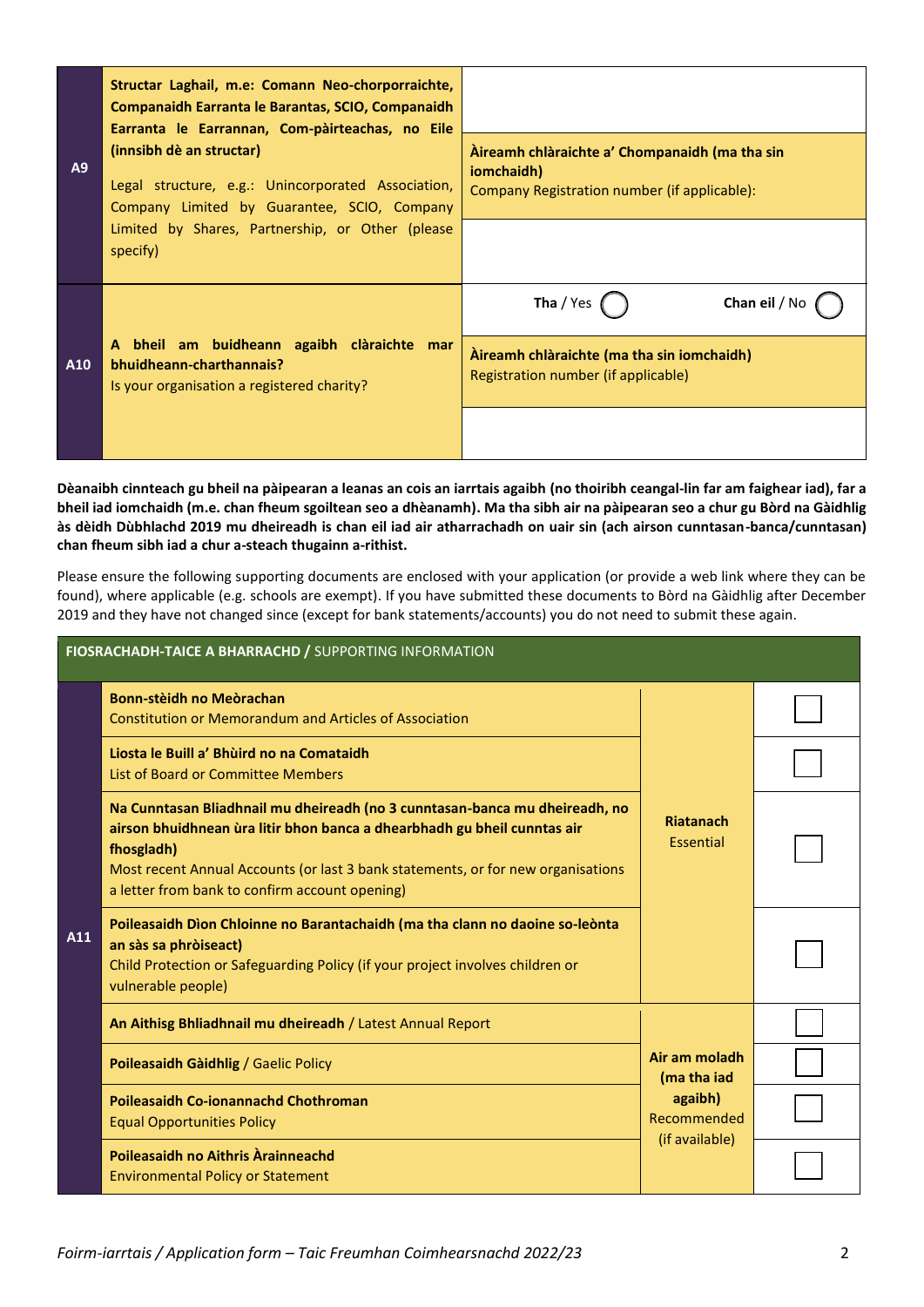| | | |
|---|---|---|
| A9 | **Structar Laghail, m.e: Comann Neo-chorporraichte, Companaidh Earranta le Barantas, SCIO, Companaidh Earranta le Earrannan, Com-pàirteachas, no Eile (innsibh dè an structar)**<br><br>Legal structure, e.g.: Unincorporated Association, Company Limited by Guarantee, SCIO, Company Limited by Shares, Partnership, or Other (please specify) | |
| | | **Àireamh chlàraichte a' Chompanaidh (ma tha sin iomchaidh)**<br>Company Registration number (if applicable): |
| | | |
| A10 | **A bheil am buidheann agaibh clàraichte mar bhuidheann-charthannais?**<br>Is your organisation a registered charity? | **Tha** / Yes ◯ **Chan eil** / No ◯ |
| | | **Àireamh chlàraichte (ma tha sin iomchaidh)**<br>Registration number (if applicable) |
| | | |

**Dèanaibh cinnteach gu bheil na pàipearan a leanas an cois an iarrtais agaibh (no thoiribh ceangal-lìn far am faighear iad), far a bheil iad iomchaidh (m.e. chan fheum sgoiltean seo a dhèanamh). Ma tha sibh air na pàipearan seo a chur gu Bòrd na Gàidhlig às dèidh Dùbhlachd 2019 mu dheireadh is chan eil iad air atharrachadh on uair sin (ach airson cunntasan-banca/cunntasan) chan fheum sibh iad a chur a-steach thugainn a-rithist.**

Please ensure the following supporting documents are enclosed with your application (or provide a web link where they can be found), where applicable (e.g. schools are exempt). If you have submitted these documents to Bòrd na Gàidhlig after December 2019 and they have not changed since (except for bank statements/accounts) you do not need to submit these again.

| **FIOSRACHADH-TAICE A BHARRACHD /** SUPPORTING INFORMATION | | | |
|---|---|---|---|
| A11 | **Bonn-stèidh no Meòrachan**<br>Constitution or Memorandum and Articles of Association | **Riatanach**<br>Essential | ☐ |
| | **Liosta le Buill a' Bhùird no na Comataidh**<br>List of Board or Committee Members | | ☐ |
| | **Na Cunntasan Bliadhnail mu dheireadh (no 3 cunntasan-banca mu dheireadh, no airson bhuidhnean ùra litir bhon banca a dhearbhadh gu bheil cunntas air fhosgladh)**<br>Most recent Annual Accounts (or last 3 bank statements, or for new organisations a letter from bank to confirm account opening) | | ☐ |
| | **Poileasaidh Dìon Chloinne no Barantachaidh (ma tha clann no daoine so-leònta an sàs sa phròiseact)**<br>Child Protection or Safeguarding Policy (if your project involves children or vulnerable people) | | ☐ |
| | **An Aithisg Bhliadhnail mu dheireadh** / Latest Annual Report | **Air am moladh (ma tha iad agaibh)**<br>Recommended (if available) | ☐ |
| | **Poileasaidh Gàidhlig** / Gaelic Policy | | ☐ |
| | **Poileasaidh Co-ionannachd Chothroman**<br>Equal Opportunities Policy | | ☐ |
| | **Poileasaidh no Aithris Àrainneachd**<br>Environmental Policy or Statement | | ☐ |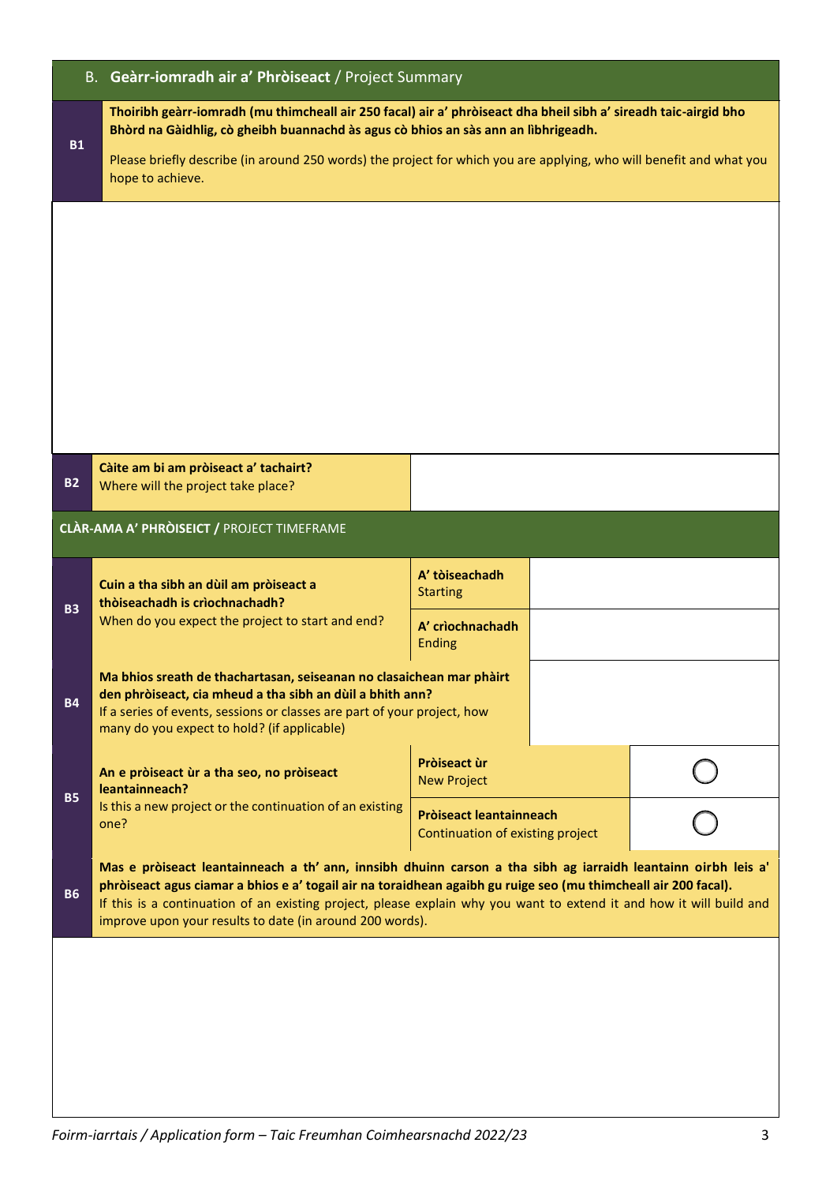## B. **Geàrr-iomradh air a' Phròiseact** / Project Summary

| | |
|---|---|
| **B1** | **Thoiribh geàrr-iomradh (mu thimcheall air 250 facal) air a' phròiseact dha bheil sibh a' sireadh taic-airgid bho Bhòrd na Gàidhlig, cò gheibh buannachd às agus cò bhios an sàs ann an lìbhrigeadh.**<br><br>Please briefly describe (in around 250 words) the project for which you are applying, who will benefit and what you hope to achieve. |
| | |
| **B2** | **Càite am bi am pròiseact a' tachairt?**<br>Where will the project take place? |

**CLÀR-AMA A' PHRÒISEICT /** PROJECT TIMEFRAME

| | | | |
|---|---|---|---|
| **B3** | **Cuin a tha sibh an dùil am pròiseact a thòiseachadh is crìochnachadh?**<br>When do you expect the project to start and end? | **A' tòiseachadh**<br>Starting | |
| | | **A' crìochnachadh**<br>Ending | |
| **B4** | **Ma bhios sreath de thachartasan, seiseanan no clasaichean mar phàirt den phròiseact, cia mheud a tha sibh an dùil a bhith ann?**<br>If a series of events, sessions or classes are part of your project, how many do you expect to hold? (if applicable) | | |
| **B5** | **An e pròiseact ùr a tha seo, no pròiseact leantainneach?**<br>Is this a new project or the continuation of an existing one? | **Pròiseact ùr**<br>New Project | ◯ |
| | | **Pròiseact leantainneach**<br>Continuation of existing project | ◯ |

| | |
|---|---|
| **B6** | **Mas e pròiseact leantainneach a th' ann, innsibh dhuinn carson a tha sibh ag iarraidh leantainn oirbh leis a' phròiseact agus ciamar a bhios e a' togail air na toraidhean agaibh gu ruige seo (mu thimcheall air 200 facal).**<br>If this is a continuation of an existing project, please explain why you want to extend it and how it will build and improve upon your results to date (in around 200 words). |
| | |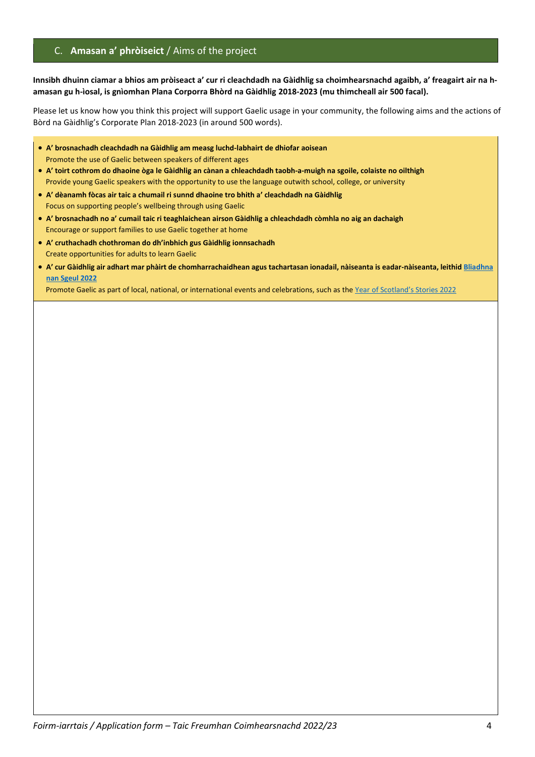## C. **Amasan a' phròiseict** / Aims of the project

**Innsibh dhuinn ciamar a bhios am pròiseact a' cur ri cleachdadh na Gàidhlig sa choimhearsnachd agaibh, a' freagairt air na h-amasan gu h-ìosal, is gnìomhan Plana Corporra Bhòrd na Gàidhlig 2018-2023 (mu thimcheall air 500 facal).**

Please let us know how you think this project will support Gaelic usage in your community, the following aims and the actions of Bòrd na Gàidhlig's Corporate Plan 2018-2023 (in around 500 words).

- **A' brosnachadh cleachdadh na Gàidhlig am measg luchd-labhairt de dhiofar aoisean**
  Promote the use of Gaelic between speakers of different ages
- **A' toirt cothrom do dhaoine òga le Gàidhlig an cànan a chleachdadh taobh-a-muigh na sgoile, colaiste no oilthigh**
  Provide young Gaelic speakers with the opportunity to use the language outwith school, college, or university
- **A' dèanamh fòcas air taic a chumail ri sunnd dhaoine tro bhith a' cleachdadh na Gàidhlig**
  Focus on supporting people's wellbeing through using Gaelic
- **A' brosnachadh no a' cumail taic ri teaghlaichean airson Gàidhlig a chleachdadh còmhla no aig an dachaigh**
  Encourage or support families to use Gaelic together at home
- **A' cruthachadh chothroman do dh'inbhich gus Gàidhlig ionnsachadh**
  Create opportunities for adults to learn Gaelic
- **A' cur Gàidhlig air adhart mar phàirt de chomharrachaidhean agus tachartasan ionadail, nàiseanta is eadar-nàiseanta, leithid Bliadhna nan Sgeul 2022**
  Promote Gaelic as part of local, national, or international events and celebrations, such as the Year of Scotland's Stories 2022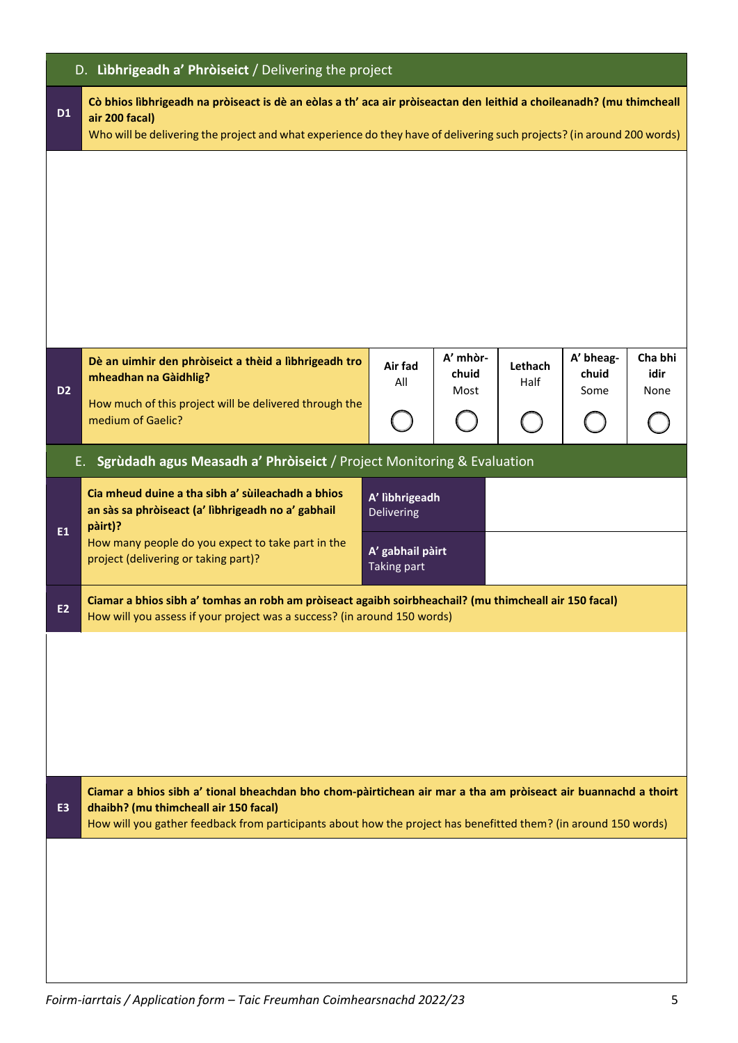## D. **Lìbhrigeadh a' Phròiseict** / Delivering the project

| | |
|---|---|
| **D1** | **Cò bhios lìbhrigeadh na pròiseact is dè an eòlas a th' aca air pròiseactan den leithid a choileanadh? (mu thimcheall air 200 facal)**<br>Who will be delivering the project and what experience do they have of delivering such projects? (in around 200 words) |
| | |

| | | **Air fad**<br>All | **A' mhòr-chuid**<br>Most | **Lethach**<br>Half | **A' bheag-chuid**<br>Some | **Cha bhi idir**<br>None |
|---|---|---|---|---|---|---|
| **D2** | **Dè an uimhir den phròiseict a thèid a lìbhrigeadh tro mheadhan na Gàidhlig?**<br>How much of this project will be delivered through the medium of Gaelic? | ◯ | ◯ | ◯ | ◯ | ◯ |

## E. **Sgrùdadh agus Measadh a' Phròiseict** / Project Monitoring & Evaluation

| | | | |
|---|---|---|---|
| **E1** | **Cia mheud duine a tha sibh a' sùileachadh a bhios an sàs sa phròiseact (a' lìbhrigeadh no a' gabhail pàirt)?**<br>How many people do you expect to take part in the project (delivering or taking part)? | **A' lìbhrigeadh**<br>Delivering | |
| | | **A' gabhail pàirt**<br>Taking part | |

| | |
|---|---|
| **E2** | **Ciamar a bhios sibh a' tomhas an robh am pròiseact agaibh soirbheachail? (mu thimcheall air 150 facal)**<br>How will you assess if your project was a success? (in around 150 words) |
| | |

| | |
|---|---|
| **E3** | **Ciamar a bhios sibh a' tional bheachdan bho chom-pàirtichean air mar a tha am pròiseact air buannachd a thoirt dhaibh? (mu thimcheall air 150 facal)**<br>How will you gather feedback from participants about how the project has benefitted them? (in around 150 words) |
| | |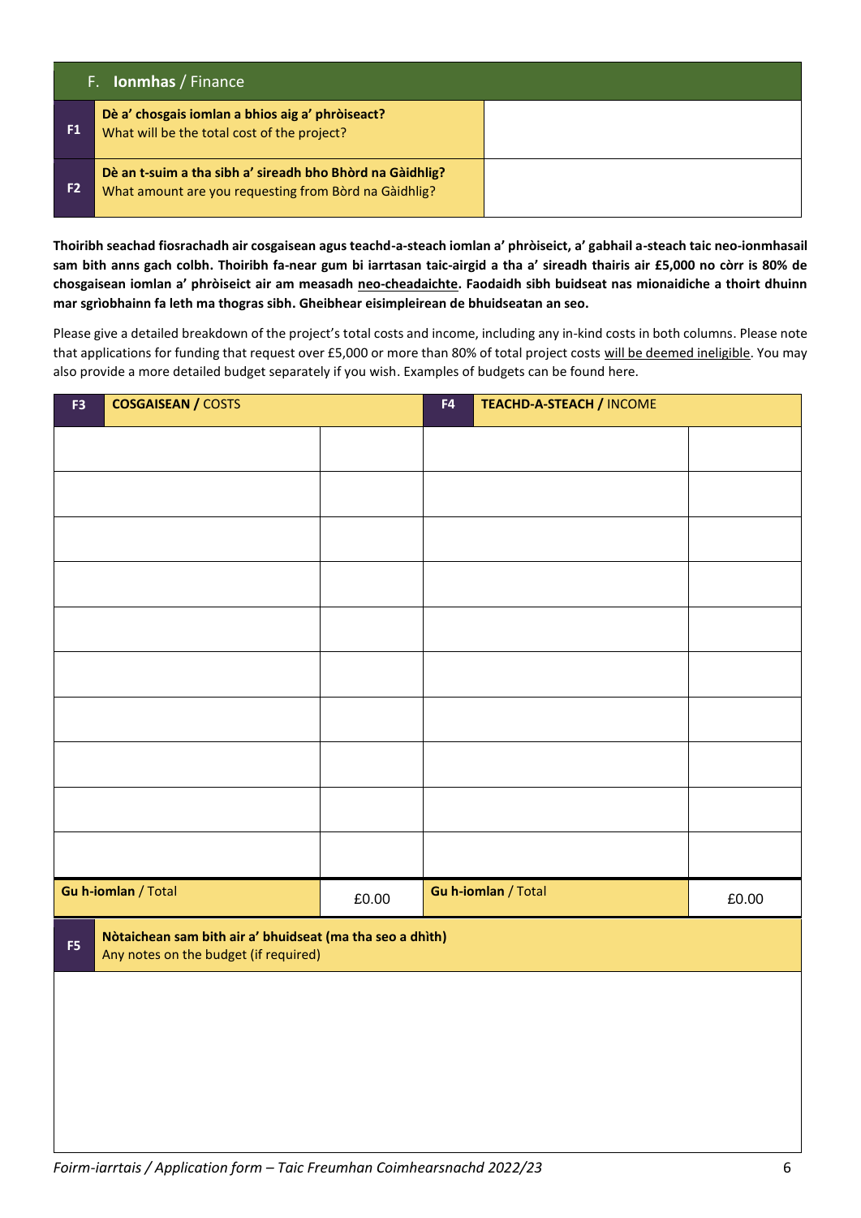## F. **Ionmhas** / Finance

| | | |
|---|---|---|
| **F1** | **Dè a' chosgais iomlan a bhios aig a' phròiseact?**<br>What will be the total cost of the project? | |
| **F2** | **Dè an t-suim a tha sibh a' sireadh bho Bhòrd na Gàidhlig?**<br>What amount are you requesting from Bòrd na Gàidhlig? | |

**Thoiribh seachad fiosrachadh air cosgaisean agus teachd-a-steach iomlan a' phròiseict, a' gabhail a-steach taic neo-ionmhasail sam bith anns gach colbh. Thoiribh fa-near gum bi iarrtasan taic-airgid a tha a' sireadh thairis air £5,000 no còrr is 80% de chosgaisean iomlan a' phròiseict air am measadh neo-cheadaichte. Faodaidh sibh buidseat nas mionaidiche a thoirt dhuinn mar sgrìobhainn fa leth ma thogras sibh. Gheibhear eisimpleirean de bhuidseatan an seo.**

Please give a detailed breakdown of the project's total costs and income, including any in-kind costs in both columns. Please note that applications for funding that request over £5,000 or more than 80% of total project costs will be deemed ineligible. You may also provide a more detailed budget separately if you wish. Examples of budgets can be found here.

| **F3** **COSGAISEAN /** COSTS | | **F4** **TEACHD-A-STEACH /** INCOME | |
|---|---|---|---|
| | | | |
| | | | |
| | | | |
| | | | |
| | | | |
| | | | |
| | | | |
| | | | |
| | | | |
| | | | |
| **Gu h-iomlan** / Total | £0.00 | **Gu h-iomlan** / Total | £0.00 |

| | |
|---|---|
| **F5** | **Nòtaichean sam bith air a' bhuidseat (ma tha seo a dhìth)**<br>Any notes on the budget (if required) |
| | |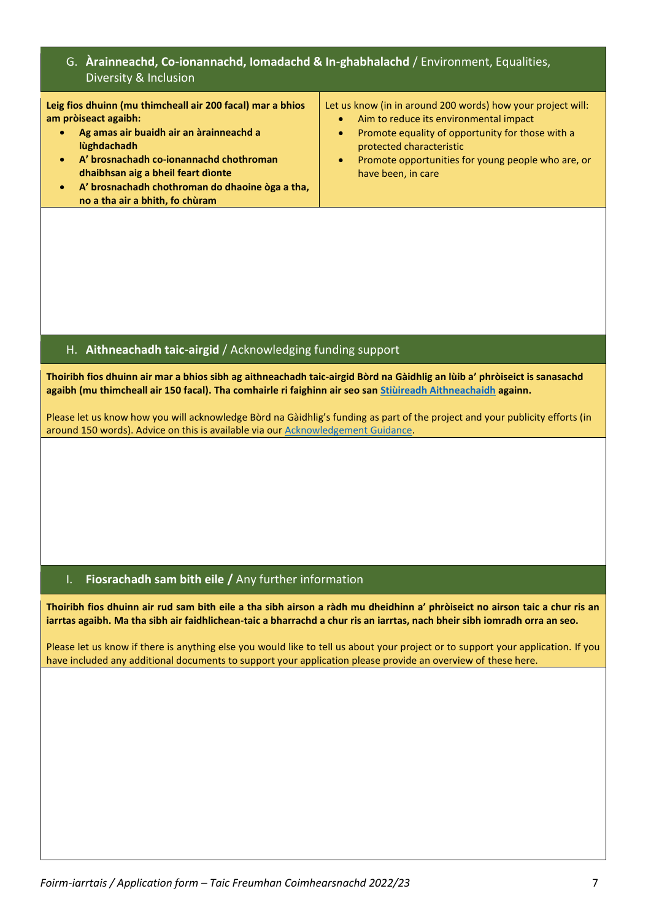## G. **Àrainneachd, Co-ionannachd, Iomadachd & In-ghabhalachd** / Environment, Equalities, Diversity & Inclusion

| **Leig fios dhuinn (mu thimcheall air 200 facal) mar a bhios am pròiseact agaibh:**<br>• **Ag amas air buaidh air an àrainneachd a lùghdachadh**<br>• **A' brosnachadh co-ionannachd chothroman dhaibhsan aig a bheil feart dìonte**<br>• **A' brosnachadh chothroman do dhaoine òga a tha, no a tha air a bhith, fo chùram** | Let us know (in in around 200 words) how your project will:<br>• Aim to reduce its environmental impact<br>• Promote equality of opportunity for those with a protected characteristic<br>• Promote opportunities for young people who are, or have been, in care |
|---|---|
| | |

## H. **Aithneachadh taic-airgid** / Acknowledging funding support

**Thoiribh fios dhuinn air mar a bhios sibh ag aithneachadh taic-airgid Bòrd na Gàidhlig an lùib a' phròiseict is sanasachd agaibh (mu thimcheall air 150 facal). Tha comhairle ri faighinn air seo san [Stiùireadh Aithneachaidh](#) againn.**

Please let us know how you will acknowledge Bòrd na Gàidhlig's funding as part of the project and your publicity efforts (in around 150 words). Advice on this is available via our [Acknowledgement Guidance](#).

## I. **Fiosrachadh sam bith eile /** Any further information

**Thoiribh fios dhuinn air rud sam bith eile a tha sibh airson a ràdh mu dheidhinn a' phròiseict no airson taic a chur ris an iarrtas agaibh. Ma tha sibh air faidhlichean-taic a bharrachd a chur ris an iarrtas, nach bheir sibh iomradh orra an seo.**

Please let us know if there is anything else you would like to tell us about your project or to support your application. If you have included any additional documents to support your application please provide an overview of these here.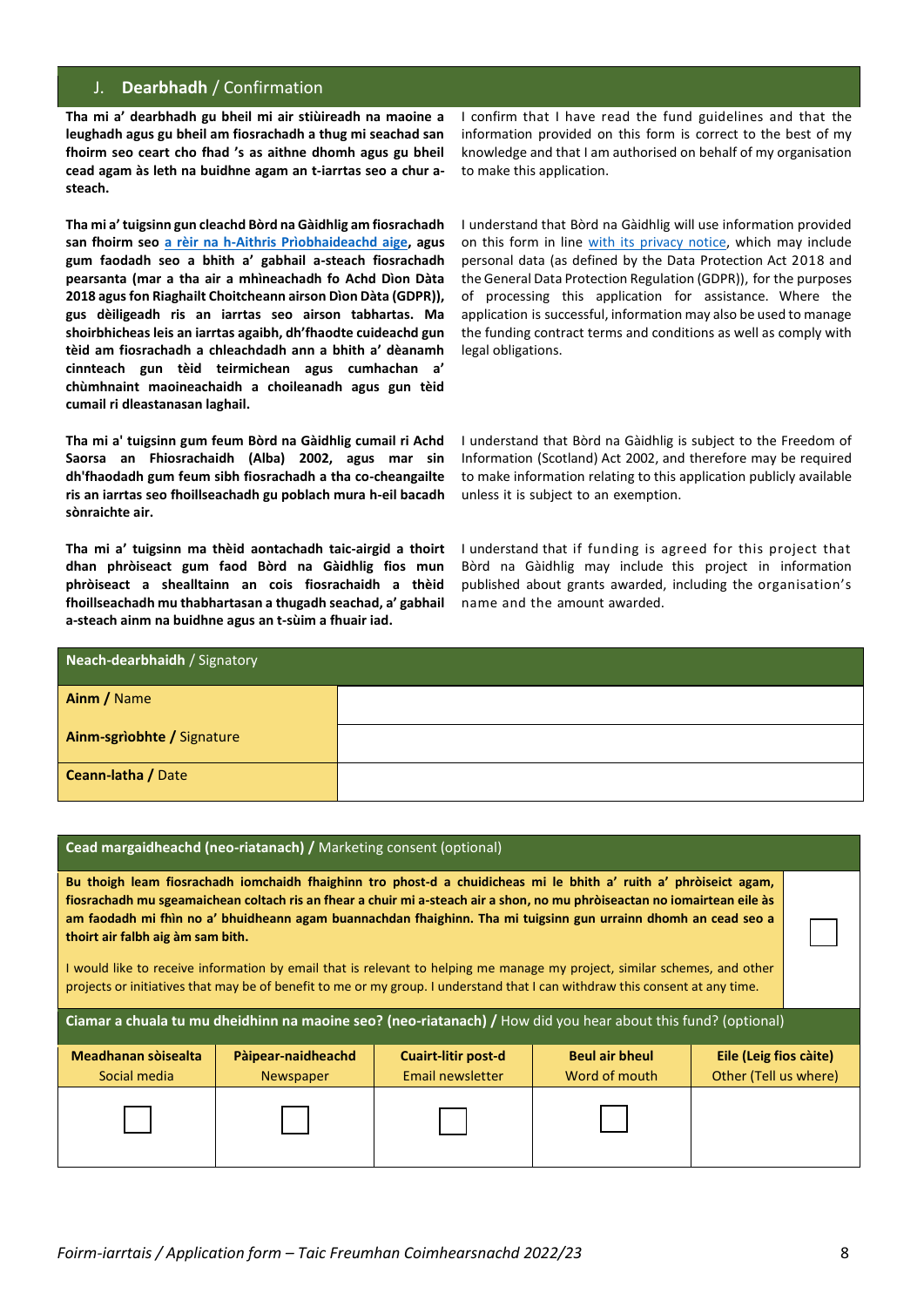## J. **Dearbhadh** / Confirmation

**Tha mi a' dearbhadh gu bheil mi air stiùireadh na maoine a leughadh agus gu bheil am fiosrachadh a thug mi seachad san fhoirm seo ceart cho fhad 's as aithne dhomh agus gu bheil cead agam às leth na buidhne agam an t-iarrtas seo a chur a-steach.**

I confirm that I have read the fund guidelines and that the information provided on this form is correct to the best of my knowledge and that I am authorised on behalf of my organisation to make this application.

**Tha mi a' tuigsinn gun cleachd Bòrd na Gàidhlig am fiosrachadh san fhoirm seo [a rèir na h-Aithris Prìobhaideachd aige](), agus gum faodadh seo a bhith a' gabhail a-steach fiosrachadh pearsanta (mar a tha air a mhìneachadh fo Achd Dìon Dàta 2018 agus fon Riaghailt Choitcheann airson Dìon Dàta (GDPR)), gus dèiligeadh ris an iarrtas seo airson tabhartas. Ma shoirbhicheas leis an iarrtas agaibh, dh'fhaodte cuideachd gun tèid am fiosrachadh a chleachdadh ann a bhith a' dèanamh cinnteach gun tèid teirmichean agus cumhachan a' chùmhnaint maoineachaidh a choileanadh agus gun tèid cumail ri dleastanasan laghail.**

I understand that Bòrd na Gàidhlig will use information provided on this form in line [with its privacy notice](), which may include personal data (as defined by the Data Protection Act 2018 and the General Data Protection Regulation (GDPR)), for the purposes of processing this application for assistance. Where the application is successful, information may also be used to manage the funding contract terms and conditions as well as comply with legal obligations.

**Tha mi a' tuigsinn gum feum Bòrd na Gàidhlig cumail ri Achd Saorsa an Fhiosrachaidh (Alba) 2002, agus mar sin dh'fhaodadh gum feum sibh fiosrachadh a tha co-cheangailte ris an iarrtas seo fhoillseachadh gu poblach mura h-eil bacadh sònraichte air.**

I understand that Bòrd na Gàidhlig is subject to the Freedom of Information (Scotland) Act 2002, and therefore may be required to make information relating to this application publicly available unless it is subject to an exemption.

**Tha mi a' tuigsinn ma thèid aontachadh taic-airgid a thoirt dhan phròiseact gum faod Bòrd na Gàidhlig fios mun phròiseact a shealltainn an cois fiosrachaidh a thèid fhoillseachadh mu thabhartasan a thugadh seachad, a' gabhail a-steach ainm na buidhne agus an t-sùim a fhuair iad.**

I understand that if funding is agreed for this project that Bòrd na Gàidhlig may include this project in information published about grants awarded, including the organisation's name and the amount awarded.

| **Neach-dearbhaidh** / Signatory | |
|---|---|
| **Ainm /** Name | |
| **Ainm-sgrìobhte /** Signature | |
| **Ceann-latha /** Date | |

| **Cead margaidheachd (neo-riatanach) /** Marketing consent (optional) | |
|---|---|
| **Bu thoigh leam fiosrachadh iomchaidh fhaighinn tro phost-d a chuidicheas mi le bhith a' ruith a' phròiseict agam, fiosrachadh mu sgeamaichean coltach ris an fhear a chuir mi a-steach air a shon, no mu phròiseactan no iomairtean eile às am faodadh mi fhìn no a' bhuidheann agam buannachdan fhaighinn. Tha mi tuigsinn gun urrainn dhomh an cead seo a thoirt air falbh aig àm sam bith.**<br><br>I would like to receive information by email that is relevant to helping me manage my project, similar schemes, and other projects or initiatives that may be of benefit to me or my group. I understand that I can withdraw this consent at any time. | ☐ |

**Ciamar a chuala tu mu dheidhinn na maoine seo? (neo-riatanach) /** How did you hear about this fund? (optional)

| **Meadhanan sòisealta**<br>Social media | **Pàipear-naidheachd**<br>Newspaper | **Cuairt-litir post-d**<br>Email newsletter | **Beul air bheul**<br>Word of mouth | **Eile (Leig fios càite)**<br>Other (Tell us where) |
|---|---|---|---|---|
| ☐ | ☐ | ☐ | ☐ | |